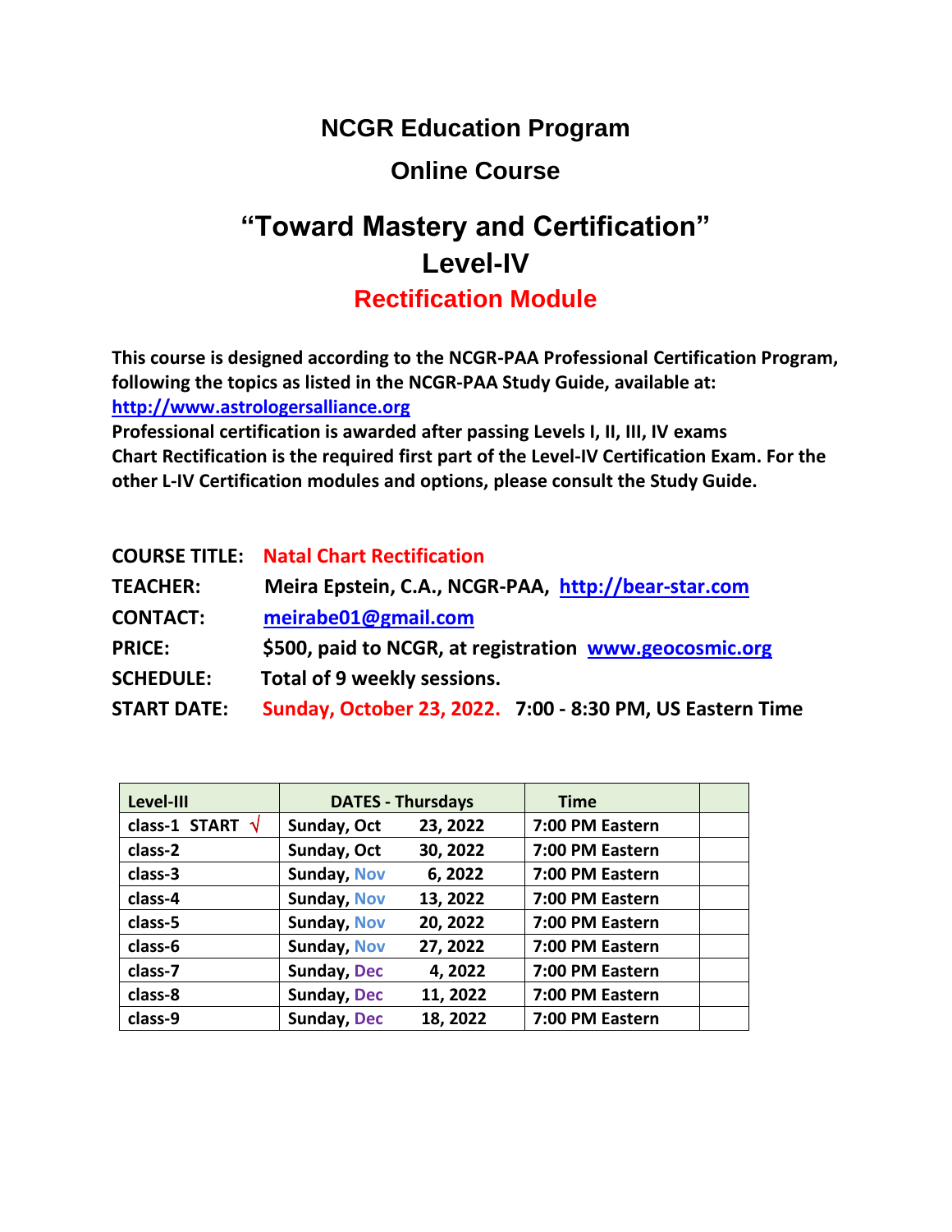# NCGR Education Program

## Online Course

# "Toward Mastery and Certification" Level-IV

## Rectification Module

**This course is designed according to the NCGR-PAA Professional Certification Program, following the topics as listed in the NCGR-PAA Study Guide, available at: [http://www.astrologersalliance.org](http://www.astrologersalliance.org)**
**Professional certification is awarded after passing Levels I, II, III, IV exams**
**Chart Rectification is the required first part of the Level-IV Certification Exam. For the other L-IV Certification modules and options, please consult the Study Guide.**

**COURSE TITLE:** Natal Chart Rectification
**TEACHER:** Meira Epstein, C.A., NCGR-PAA, [http://bear-star.com](http://bear-star.com)
**CONTACT:** [meirabe01@gmail.com](mailto:meirabe01@gmail.com)
**PRICE:** $500, paid to NCGR, at registration [www.geocosmic.org](http://www.geocosmic.org)
**SCHEDULE:** Total of 9 weekly sessions.
**START DATE:** Sunday, October 23, 2022. 7:00 - 8:30 PM, US Eastern Time

| Level-III | DATES - Thursdays | Time | |
|---|---|---|---|
| class-1 START √ | Sunday, Oct 23, 2022 | 7:00 PM Eastern | |
| class-2 | Sunday, Oct 30, 2022 | 7:00 PM Eastern | |
| class-3 | Sunday, Nov 6, 2022 | 7:00 PM Eastern | |
| class-4 | Sunday, Nov 13, 2022 | 7:00 PM Eastern | |
| class-5 | Sunday, Nov 20, 2022 | 7:00 PM Eastern | |
| class-6 | Sunday, Nov 27, 2022 | 7:00 PM Eastern | |
| class-7 | Sunday, Dec 4, 2022 | 7:00 PM Eastern | |
| class-8 | Sunday, Dec 11, 2022 | 7:00 PM Eastern | |
| class-9 | Sunday, Dec 18, 2022 | 7:00 PM Eastern | |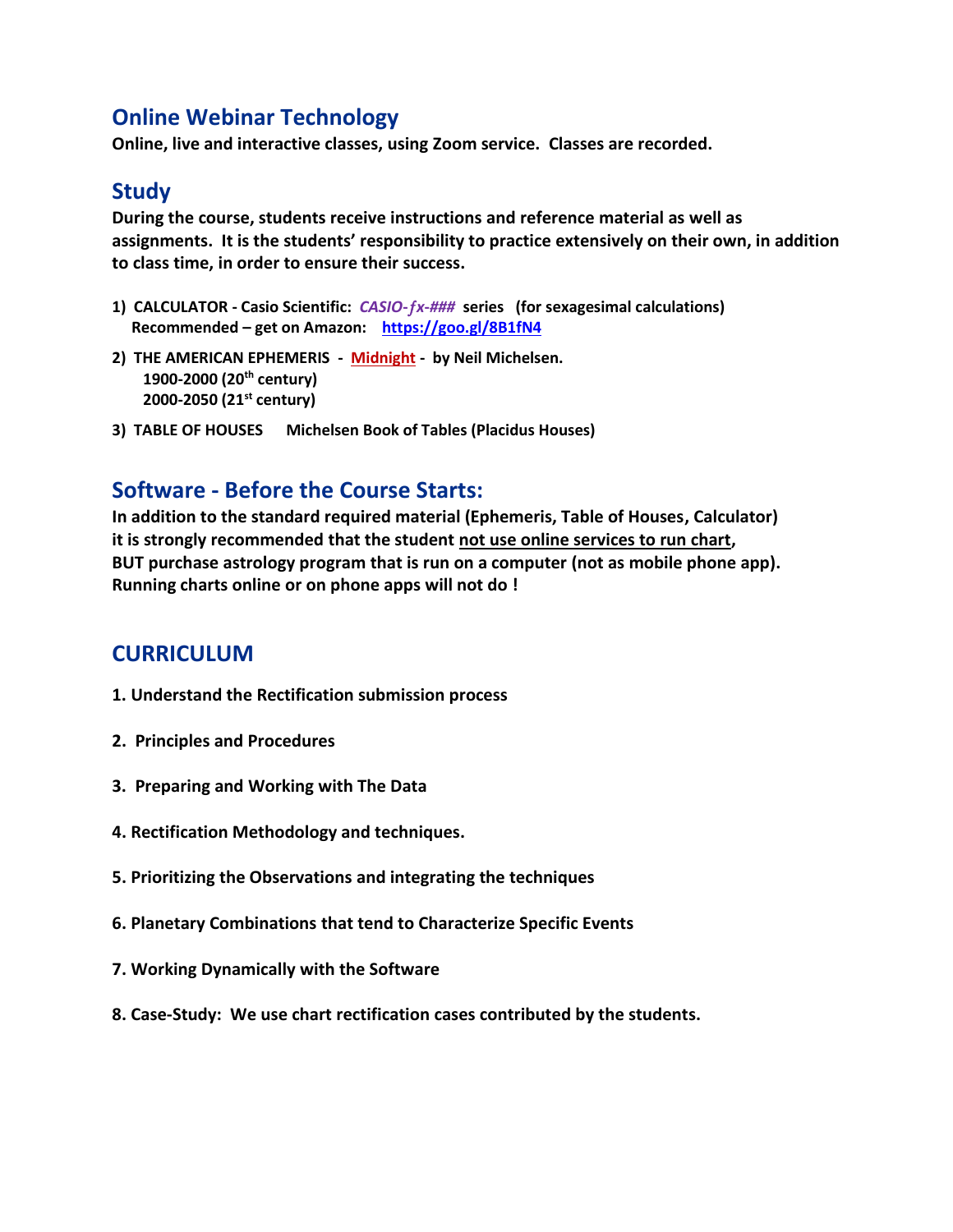## Online Webinar Technology

**Online, live and interactive classes, using Zoom service. Classes are recorded.**

## Study

**During the course, students receive instructions and reference material as well as assignments. It is the students' responsibility to practice extensively on their own, in addition to class time, in order to ensure their success.**

1) **CALCULATOR - Casio Scientific: *CASIO-ƒx-###* series (for sexagesimal calculations)**
   **Recommended – get on Amazon: https://goo.gl/8B1fN4**
2) **THE AMERICAN EPHEMERIS - Midnight - by Neil Michelsen.**
   **1900-2000 (20th century)**
   **2000-2050 (21st century)**
3) **TABLE OF HOUSES   Michelsen Book of Tables (Placidus Houses)**

## Software - Before the Course Starts:

**In addition to the standard required material (Ephemeris, Table of Houses, Calculator) it is strongly recommended that the student not use online services to run chart, BUT purchase astrology program that is run on a computer (not as mobile phone app). Running charts online or on phone apps will not do !**

## CURRICULUM

**1. Understand the Rectification submission process**

**2. Principles and Procedures**

**3. Preparing and Working with The Data**

**4. Rectification Methodology and techniques.**

**5. Prioritizing the Observations and integrating the techniques**

**6. Planetary Combinations that tend to Characterize Specific Events**

**7. Working Dynamically with the Software**

**8. Case-Study: We use chart rectification cases contributed by the students.**